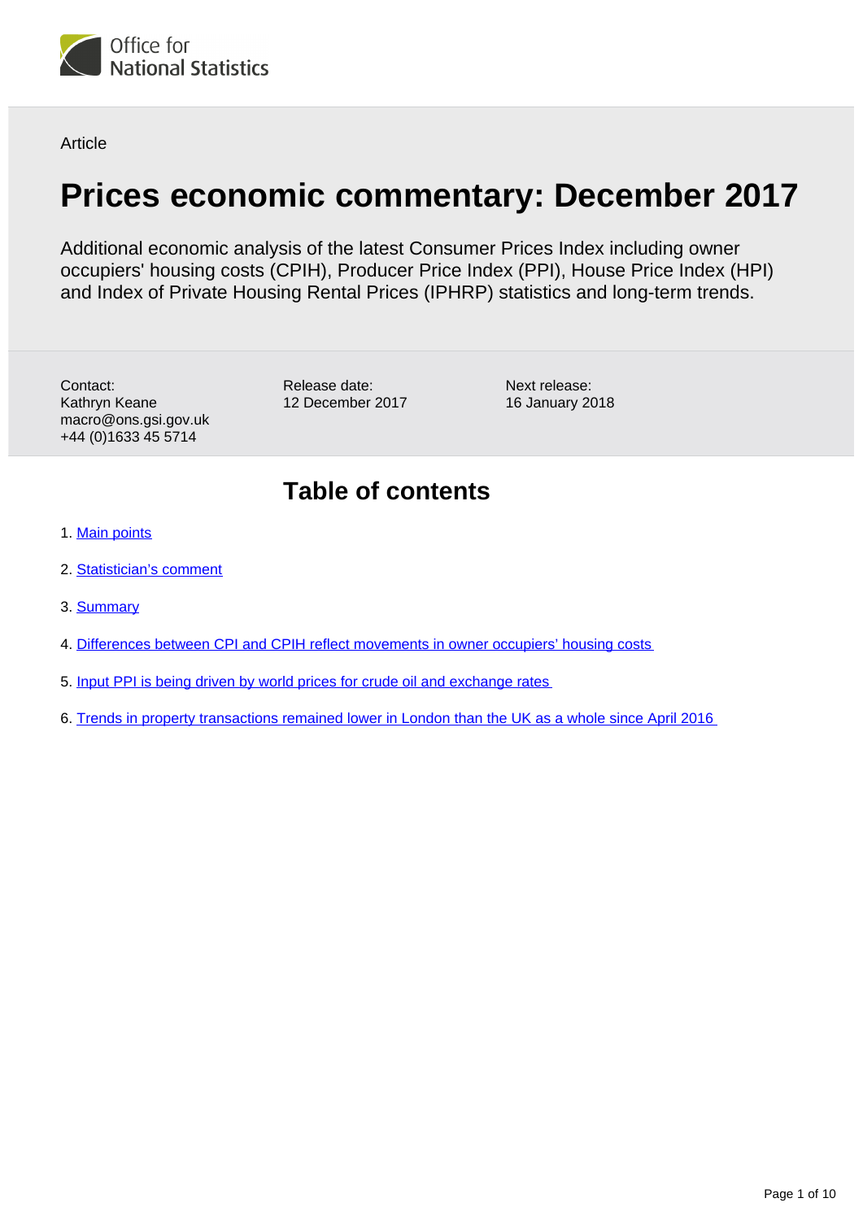Office for National Statistics

Article

# Prices economic commentary: December 2017

Additional economic analysis of the latest Consumer Prices Index including owner occupiers' housing costs (CPIH), Producer Price Index (PPI), House Price Index (HPI) and Index of Private Housing Rental Prices (IPHRP) statistics and long-term trends.

Contact:
Kathryn Keane
macro@ons.gsi.gov.uk
+44 (0)1633 45 5714

Release date:
12 December 2017

Next release:
16 January 2018

## Table of contents

1. Main points
2. Statistician's comment
3. Summary
4. Differences between CPI and CPIH reflect movements in owner occupiers' housing costs
5. Input PPI is being driven by world prices for crude oil and exchange rates
6. Trends in property transactions remained lower in London than the UK as a whole since April 2016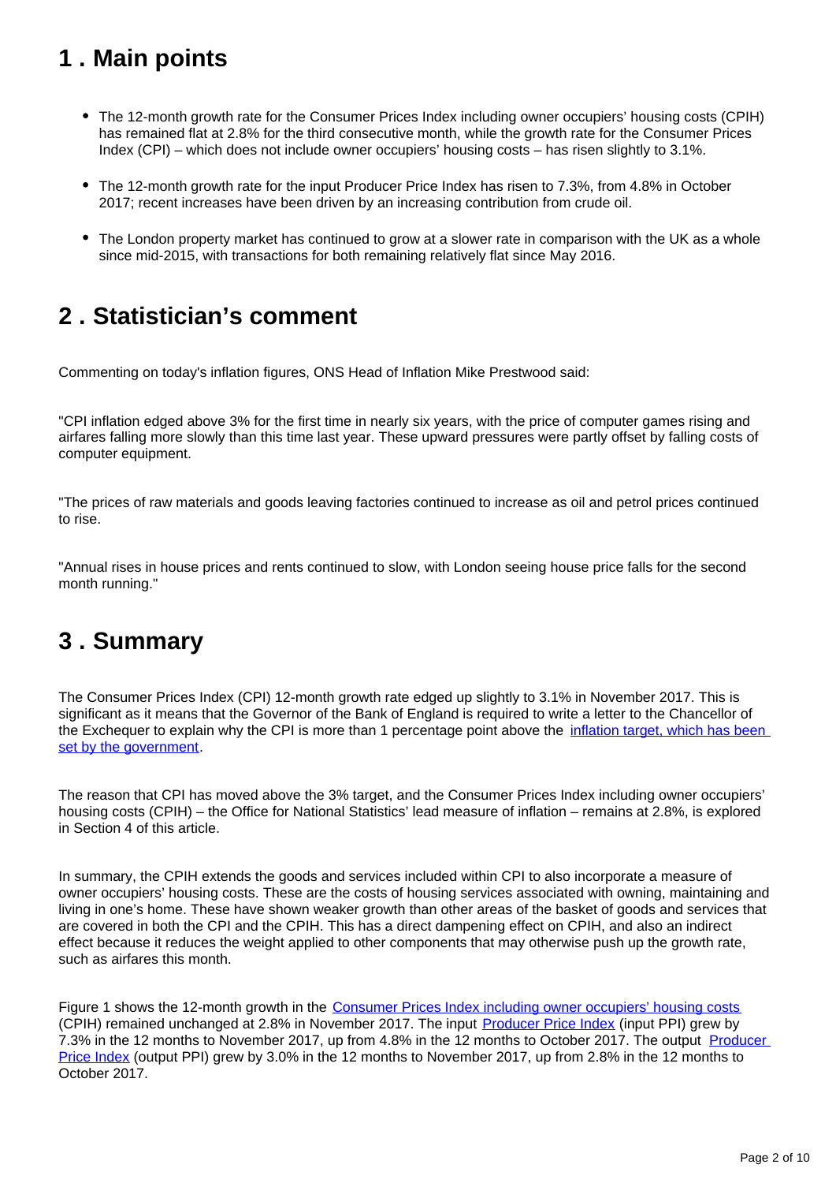## 1 . Main points

- The 12-month growth rate for the Consumer Prices Index including owner occupiers' housing costs (CPIH) has remained flat at 2.8% for the third consecutive month, while the growth rate for the Consumer Prices Index (CPI) – which does not include owner occupiers' housing costs – has risen slightly to 3.1%.
- The 12-month growth rate for the input Producer Price Index has risen to 7.3%, from 4.8% in October 2017; recent increases have been driven by an increasing contribution from crude oil.
- The London property market has continued to grow at a slower rate in comparison with the UK as a whole since mid-2015, with transactions for both remaining relatively flat since May 2016.

## 2 . Statistician's comment

Commenting on today's inflation figures, ONS Head of Inflation Mike Prestwood said:

"CPI inflation edged above 3% for the first time in nearly six years, with the price of computer games rising and airfares falling more slowly than this time last year. These upward pressures were partly offset by falling costs of computer equipment.

"The prices of raw materials and goods leaving factories continued to increase as oil and petrol prices continued to rise.

"Annual rises in house prices and rents continued to slow, with London seeing house price falls for the second month running."

## 3 . Summary

The Consumer Prices Index (CPI) 12-month growth rate edged up slightly to 3.1% in November 2017. This is significant as it means that the Governor of the Bank of England is required to write a letter to the Chancellor of the Exchequer to explain why the CPI is more than 1 percentage point above the inflation target, which has been set by the government.

The reason that CPI has moved above the 3% target, and the Consumer Prices Index including owner occupiers' housing costs (CPIH) – the Office for National Statistics' lead measure of inflation – remains at 2.8%, is explored in Section 4 of this article.

In summary, the CPIH extends the goods and services included within CPI to also incorporate a measure of owner occupiers' housing costs. These are the costs of housing services associated with owning, maintaining and living in one's home. These have shown weaker growth than other areas of the basket of goods and services that are covered in both the CPI and the CPIH. This has a direct dampening effect on CPIH, and also an indirect effect because it reduces the weight applied to other components that may otherwise push up the growth rate, such as airfares this month.

Figure 1 shows the 12-month growth in the Consumer Prices Index including owner occupiers' housing costs (CPIH) remained unchanged at 2.8% in November 2017. The input Producer Price Index (input PPI) grew by 7.3% in the 12 months to November 2017, up from 4.8% in the 12 months to October 2017. The output Producer Price Index (output PPI) grew by 3.0% in the 12 months to November 2017, up from 2.8% in the 12 months to October 2017.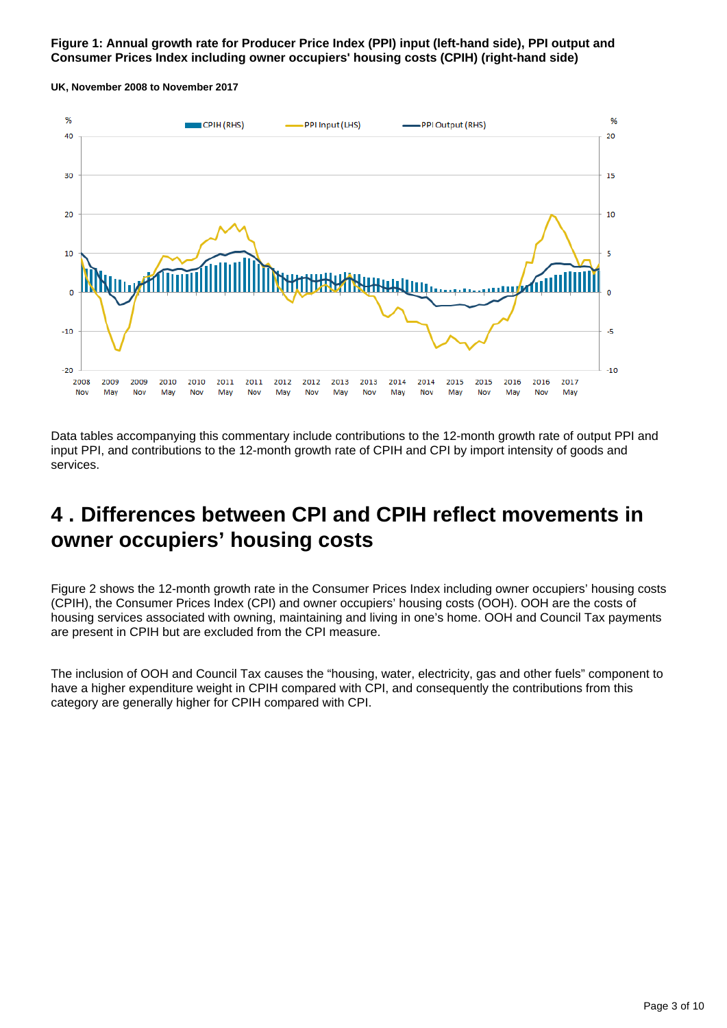**Figure 1: Annual growth rate for Producer Price Index (PPI) input (left-hand side), PPI output and Consumer Prices Index including owner occupiers' housing costs (CPIH) (right-hand side)**

**UK, November 2008 to November 2017**

Data tables accompanying this commentary include contributions to the 12-month growth rate of output PPI and input PPI, and contributions to the 12-month growth rate of CPIH and CPI by import intensity of goods and services.

## 4 . Differences between CPI and CPIH reflect movements in owner occupiers' housing costs

Figure 2 shows the 12-month growth rate in the Consumer Prices Index including owner occupiers' housing costs (CPIH), the Consumer Prices Index (CPI) and owner occupiers' housing costs (OOH). OOH are the costs of housing services associated with owning, maintaining and living in one's home. OOH and Council Tax payments are present in CPIH but are excluded from the CPI measure.

The inclusion of OOH and Council Tax causes the "housing, water, electricity, gas and other fuels" component to have a higher expenditure weight in CPIH compared with CPI, and consequently the contributions from this category are generally higher for CPIH compared with CPI.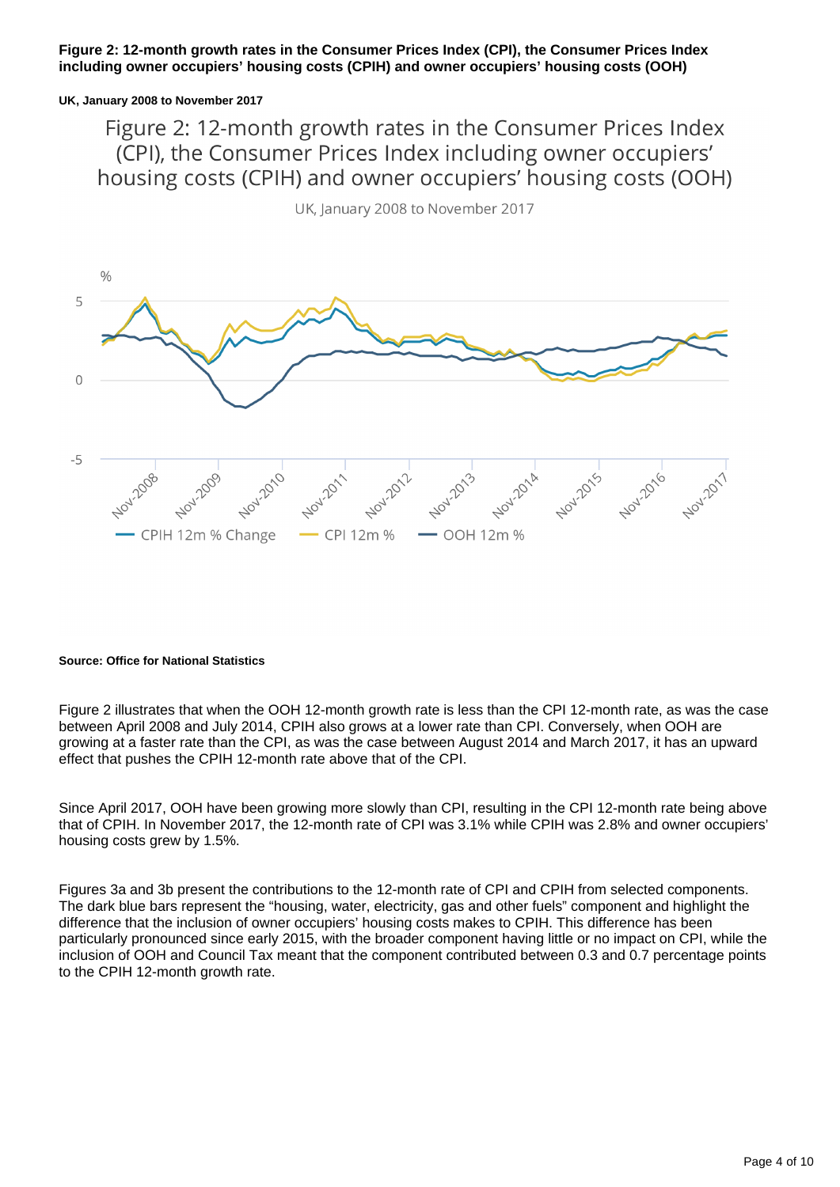**Figure 2: 12-month growth rates in the Consumer Prices Index (CPI), the Consumer Prices Index including owner occupiers' housing costs (CPIH) and owner occupiers' housing costs (OOH)**

**UK, January 2008 to November 2017**

**Source: Office for National Statistics**

Figure 2 illustrates that when the OOH 12-month growth rate is less than the CPI 12-month rate, as was the case between April 2008 and July 2014, CPIH also grows at a lower rate than CPI. Conversely, when OOH are growing at a faster rate than the CPI, as was the case between August 2014 and March 2017, it has an upward effect that pushes the CPIH 12-month rate above that of the CPI.

Since April 2017, OOH have been growing more slowly than CPI, resulting in the CPI 12-month rate being above that of CPIH. In November 2017, the 12-month rate of CPI was 3.1% while CPIH was 2.8% and owner occupiers' housing costs grew by 1.5%.

Figures 3a and 3b present the contributions to the 12-month rate of CPI and CPIH from selected components. The dark blue bars represent the "housing, water, electricity, gas and other fuels" component and highlight the difference that the inclusion of owner occupiers' housing costs makes to CPIH. This difference has been particularly pronounced since early 2015, with the broader component having little or no impact on CPI, while the inclusion of OOH and Council Tax meant that the component contributed between 0.3 and 0.7 percentage points to the CPIH 12-month growth rate.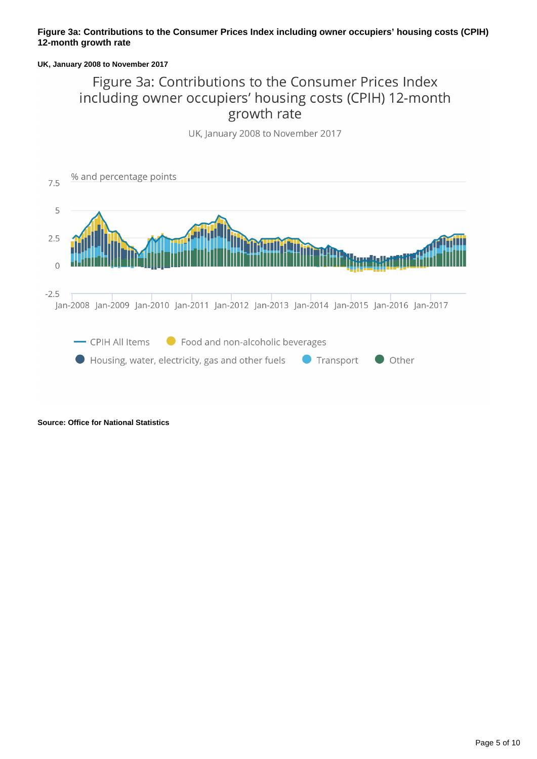**Figure 3a: Contributions to the Consumer Prices Index including owner occupiers' housing costs (CPIH) 12-month growth rate**

**UK, January 2008 to November 2017**

**Source: Office for National Statistics**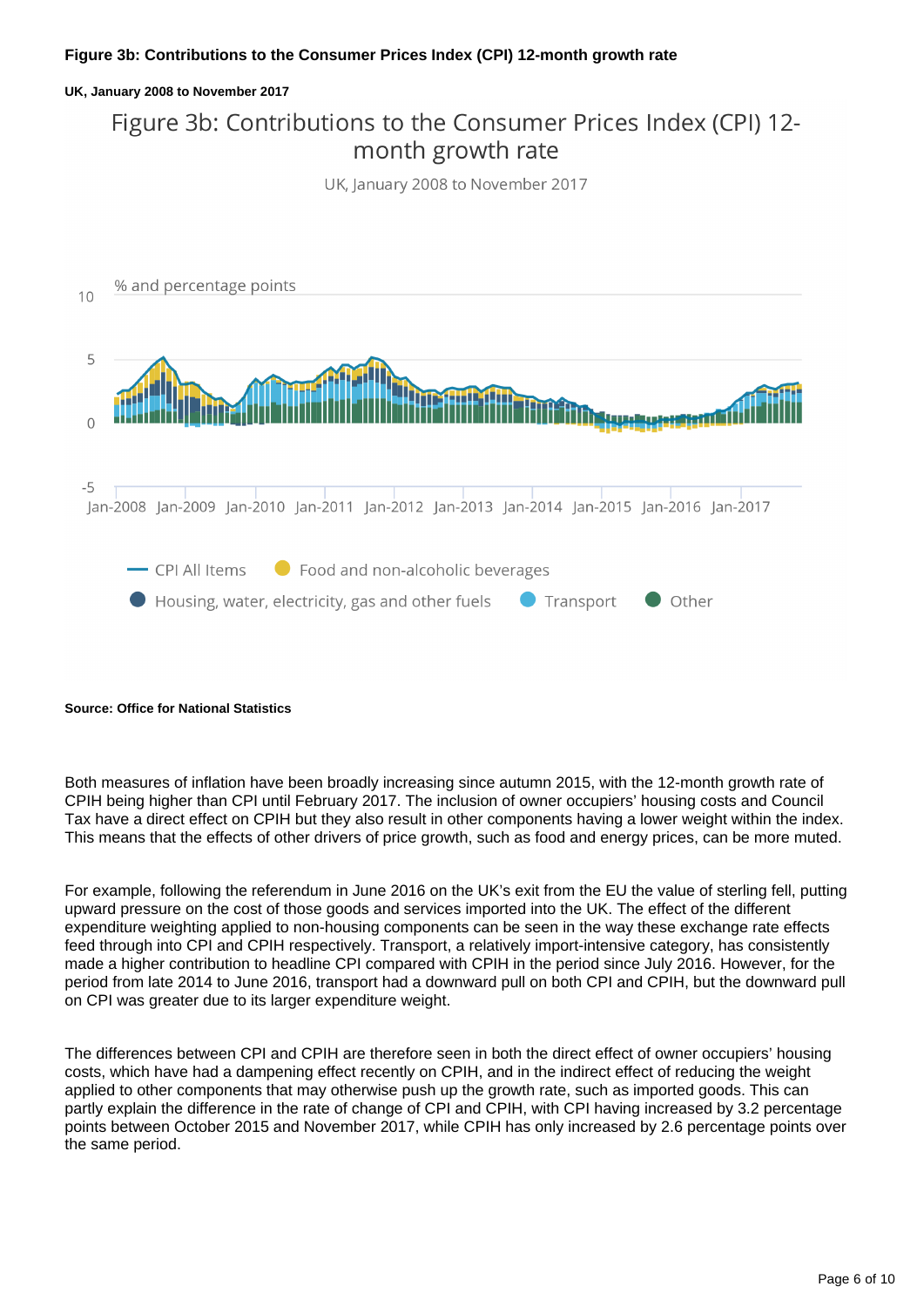**Figure 3b: Contributions to the Consumer Prices Index (CPI) 12-month growth rate**

**UK, January 2008 to November 2017**

**Source: Office for National Statistics**

Both measures of inflation have been broadly increasing since autumn 2015, with the 12-month growth rate of CPIH being higher than CPI until February 2017. The inclusion of owner occupiers' housing costs and Council Tax have a direct effect on CPIH but they also result in other components having a lower weight within the index. This means that the effects of other drivers of price growth, such as food and energy prices, can be more muted.

For example, following the referendum in June 2016 on the UK's exit from the EU the value of sterling fell, putting upward pressure on the cost of those goods and services imported into the UK. The effect of the different expenditure weighting applied to non-housing components can be seen in the way these exchange rate effects feed through into CPI and CPIH respectively. Transport, a relatively import-intensive category, has consistently made a higher contribution to headline CPI compared with CPIH in the period since July 2016. However, for the period from late 2014 to June 2016, transport had a downward pull on both CPI and CPIH, but the downward pull on CPI was greater due to its larger expenditure weight.

The differences between CPI and CPIH are therefore seen in both the direct effect of owner occupiers' housing costs, which have had a dampening effect recently on CPIH, and in the indirect effect of reducing the weight applied to other components that may otherwise push up the growth rate, such as imported goods. This can partly explain the difference in the rate of change of CPI and CPIH, with CPI having increased by 3.2 percentage points between October 2015 and November 2017, while CPIH has only increased by 2.6 percentage points over the same period.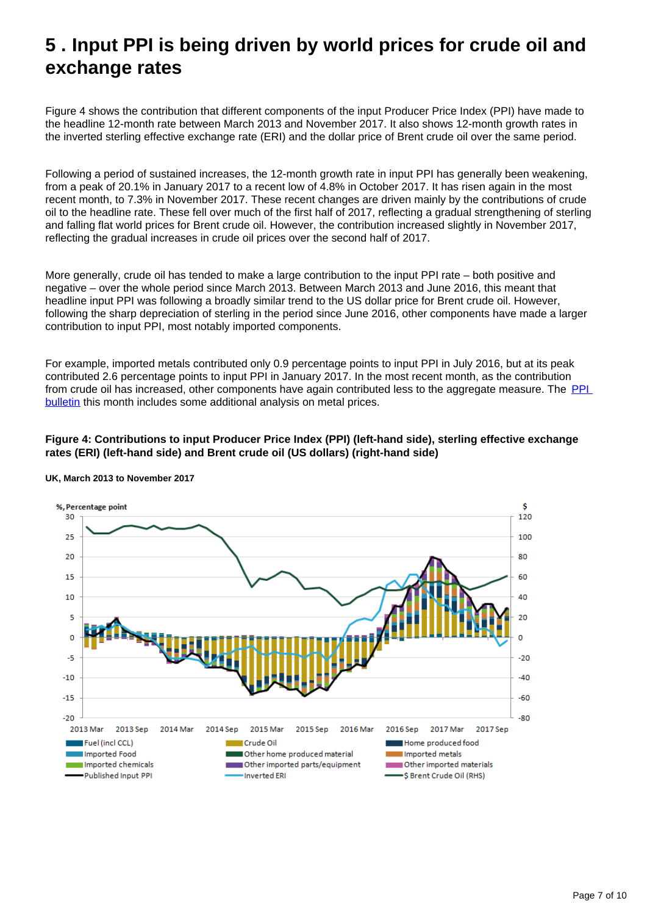# 5 . Input PPI is being driven by world prices for crude oil and exchange rates

Figure 4 shows the contribution that different components of the input Producer Price Index (PPI) have made to the headline 12-month rate between March 2013 and November 2017. It also shows 12-month growth rates in the inverted sterling effective exchange rate (ERI) and the dollar price of Brent crude oil over the same period.

Following a period of sustained increases, the 12-month growth rate in input PPI has generally been weakening, from a peak of 20.1% in January 2017 to a recent low of 4.8% in October 2017. It has risen again in the most recent month, to 7.3% in November 2017. These recent changes are driven mainly by the contributions of crude oil to the headline rate. These fell over much of the first half of 2017, reflecting a gradual strengthening of sterling and falling flat world prices for Brent crude oil. However, the contribution increased slightly in November 2017, reflecting the gradual increases in crude oil prices over the second half of 2017.

More generally, crude oil has tended to make a large contribution to the input PPI rate – both positive and negative – over the whole period since March 2013. Between March 2013 and June 2016, this meant that headline input PPI was following a broadly similar trend to the US dollar price for Brent crude oil. However, following the sharp depreciation of sterling in the period since June 2016, other components have made a larger contribution to input PPI, most notably imported components.

For example, imported metals contributed only 0.9 percentage points to input PPI in July 2016, but at its peak contributed 2.6 percentage points to input PPI in January 2017. In the most recent month, as the contribution from crude oil has increased, other components have again contributed less to the aggregate measure. The PPI bulletin this month includes some additional analysis on metal prices.

**Figure 4: Contributions to input Producer Price Index (PPI) (left-hand side), sterling effective exchange rates (ERI) (left-hand side) and Brent crude oil (US dollars) (right-hand side)**

**UK, March 2013 to November 2017**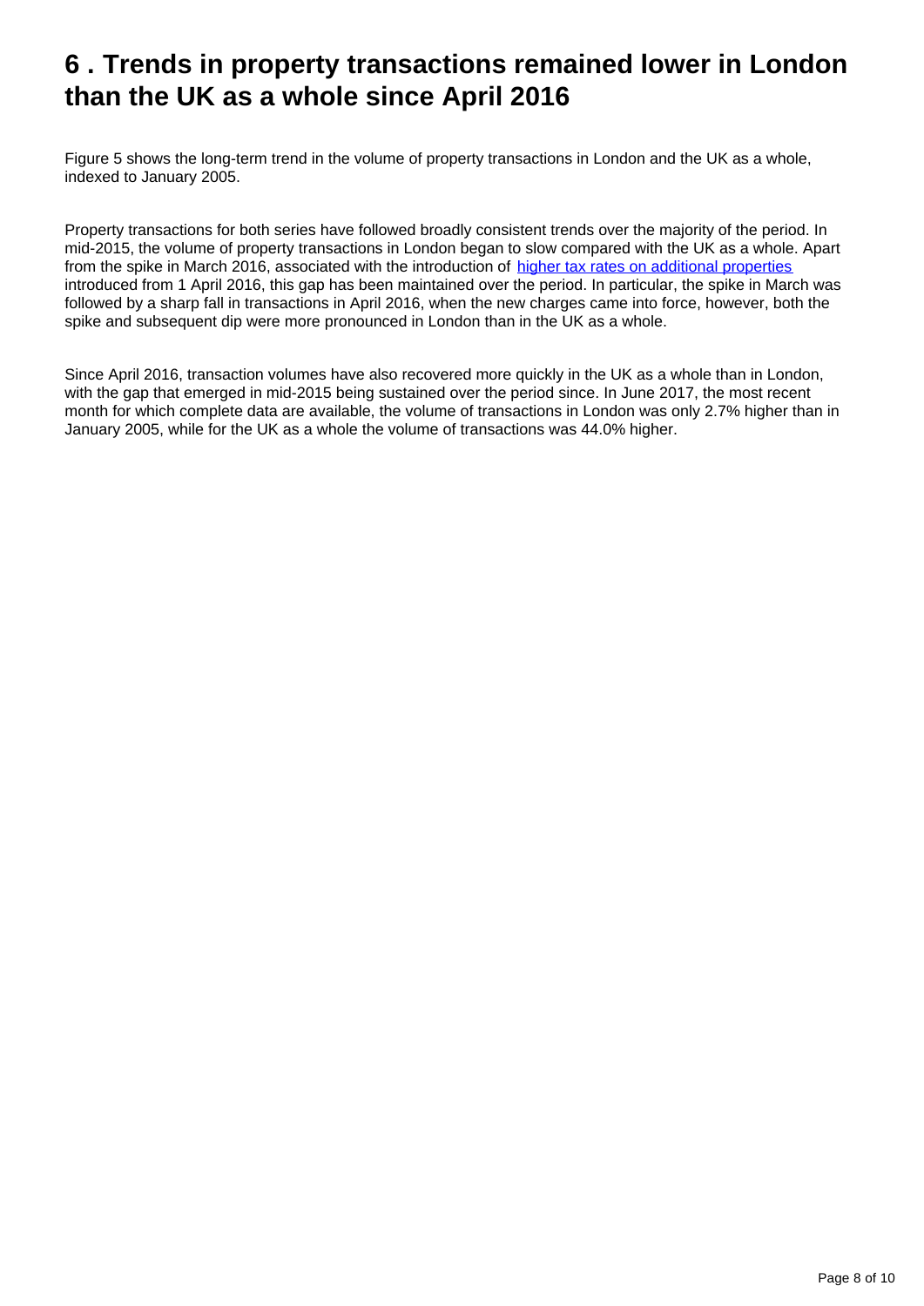## 6 . Trends in property transactions remained lower in London than the UK as a whole since April 2016

Figure 5 shows the long-term trend in the volume of property transactions in London and the UK as a whole, indexed to January 2005.

Property transactions for both series have followed broadly consistent trends over the majority of the period. In mid-2015, the volume of property transactions in London began to slow compared with the UK as a whole. Apart from the spike in March 2016, associated with the introduction of [higher tax rates on additional properties](#) introduced from 1 April 2016, this gap has been maintained over the period. In particular, the spike in March was followed by a sharp fall in transactions in April 2016, when the new charges came into force, however, both the spike and subsequent dip were more pronounced in London than in the UK as a whole.

Since April 2016, transaction volumes have also recovered more quickly in the UK as a whole than in London, with the gap that emerged in mid-2015 being sustained over the period since. In June 2017, the most recent month for which complete data are available, the volume of transactions in London was only 2.7% higher than in January 2005, while for the UK as a whole the volume of transactions was 44.0% higher.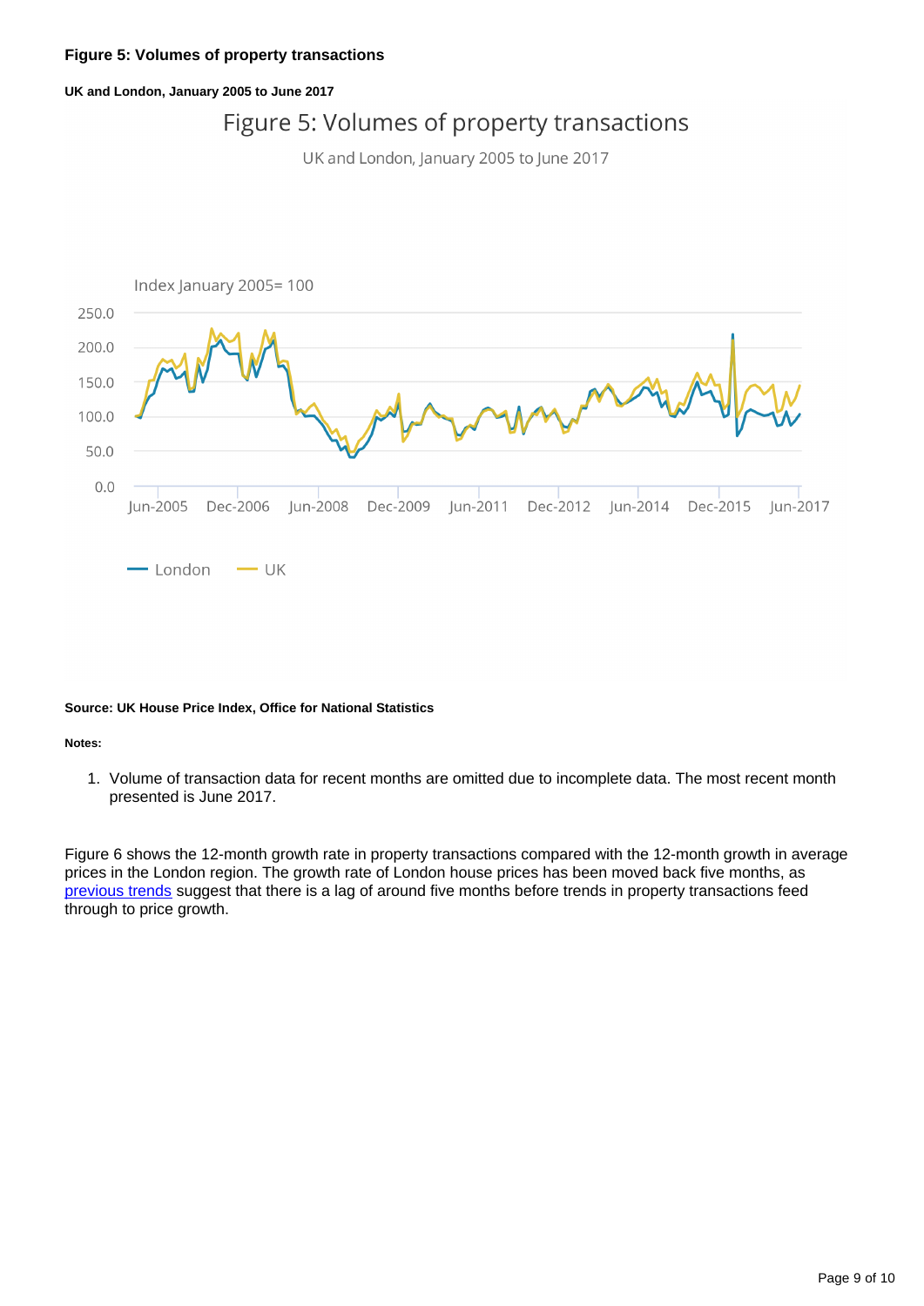**Figure 5: Volumes of property transactions**

**UK and London, January 2005 to June 2017**

**Source: UK House Price Index, Office for National Statistics**

**Notes:**

1. Volume of transaction data for recent months are omitted due to incomplete data. The most recent month presented is June 2017.

Figure 6 shows the 12-month growth rate in property transactions compared with the 12-month growth in average prices in the London region. The growth rate of London house prices has been moved back five months, as previous trends suggest that there is a lag of around five months before trends in property transactions feed through to price growth.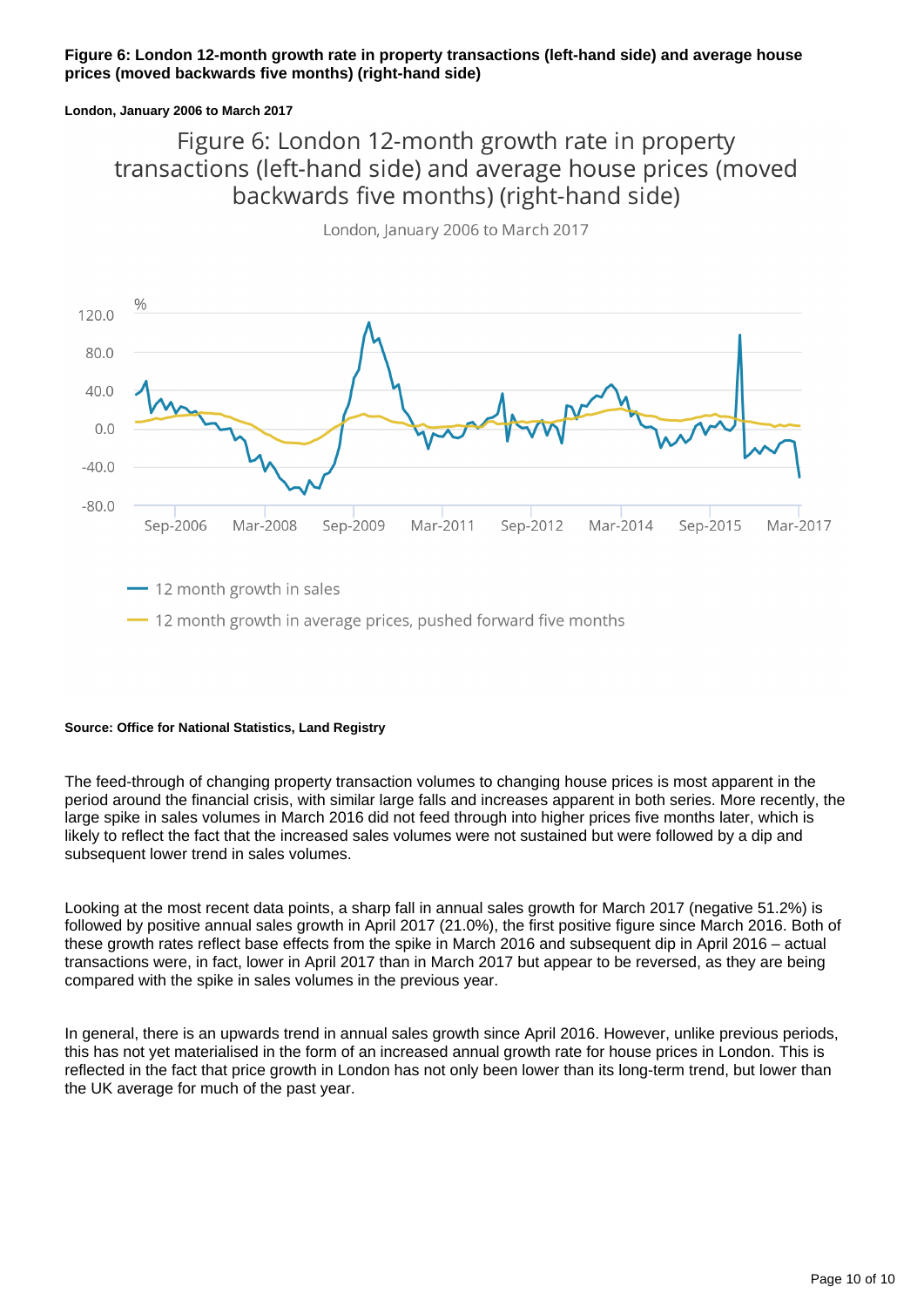**Figure 6: London 12-month growth rate in property transactions (left-hand side) and average house prices (moved backwards five months) (right-hand side)**

**London, January 2006 to March 2017**

Figure 6: London 12-month growth rate in property transactions (left-hand side) and average house prices (moved backwards five months) (right-hand side)

London, January 2006 to March 2017

%

120.0

80.0

40.0

0.0

-40.0

-80.0

Sep-2006 Mar-2008 Sep-2009 Mar-2011 Sep-2012 Mar-2014 Sep-2015 Mar-2017

12 month growth in sales

12 month growth in average prices, pushed forward five months

**Source: Office for National Statistics, Land Registry**

The feed-through of changing property transaction volumes to changing house prices is most apparent in the period around the financial crisis, with similar large falls and increases apparent in both series. More recently, the large spike in sales volumes in March 2016 did not feed through into higher prices five months later, which is likely to reflect the fact that the increased sales volumes were not sustained but were followed by a dip and subsequent lower trend in sales volumes.

Looking at the most recent data points, a sharp fall in annual sales growth for March 2017 (negative 51.2%) is followed by positive annual sales growth in April 2017 (21.0%), the first positive figure since March 2016. Both of these growth rates reflect base effects from the spike in March 2016 and subsequent dip in April 2016 – actual transactions were, in fact, lower in April 2017 than in March 2017 but appear to be reversed, as they are being compared with the spike in sales volumes in the previous year.

In general, there is an upwards trend in annual sales growth since April 2016. However, unlike previous periods, this has not yet materialised in the form of an increased annual growth rate for house prices in London. This is reflected in the fact that price growth in London has not only been lower than its long-term trend, but lower than the UK average for much of the past year.